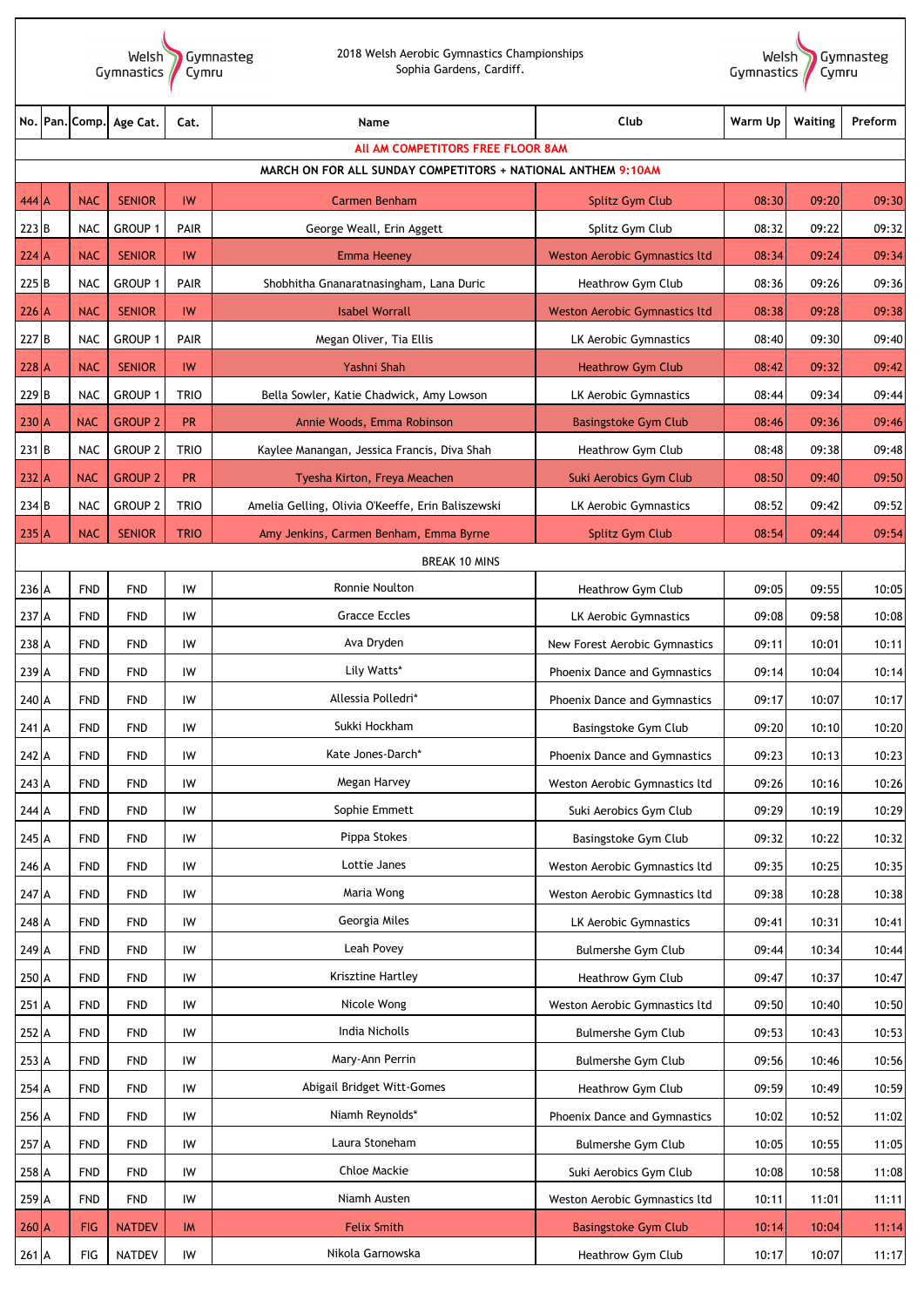Welsh Gymnastics | Gymnasteg Cymru

2018 Welsh Aerobic Gymnastics Championships
Sophia Gardens, Cardiff.

| No. | Pan. | Comp. | Age Cat. | Cat. | Name | Club | Warm Up | Waiting | Preform |
|---|---|---|---|---|---|---|---|---|---|
| All AM COMPETITORS FREE FLOOR 8AM | | | | | | | | | |
| MARCH ON FOR ALL SUNDAY COMPETITORS + NATIONAL ANTHEM 9:10AM | | | | | | | | | |
| 444 | A | NAC | SENIOR | IW | Carmen Benham | Splitz Gym Club | 08:30 | 09:20 | 09:30 |
| 223 | B | NAC | GROUP 1 | PAIR | George Weall, Erin Aggett | Splitz Gym Club | 08:32 | 09:22 | 09:32 |
| 224 | A | NAC | SENIOR | IW | Emma Heeney | Weston Aerobic Gymnastics ltd | 08:34 | 09:24 | 09:34 |
| 225 | B | NAC | GROUP 1 | PAIR | Shobhitha Gnanaratnasingham, Lana Duric | Heathrow Gym Club | 08:36 | 09:26 | 09:36 |
| 226 | A | NAC | SENIOR | IW | Isabel Worrall | Weston Aerobic Gymnastics ltd | 08:38 | 09:28 | 09:38 |
| 227 | B | NAC | GROUP 1 | PAIR | Megan Oliver, Tia Ellis | LK Aerobic Gymnastics | 08:40 | 09:30 | 09:40 |
| 228 | A | NAC | SENIOR | IW | Yashni Shah | Heathrow Gym Club | 08:42 | 09:32 | 09:42 |
| 229 | B | NAC | GROUP 1 | TRIO | Bella Sowler, Katie Chadwick, Amy Lowson | LK Aerobic Gymnastics | 08:44 | 09:34 | 09:44 |
| 230 | A | NAC | GROUP 2 | PR | Annie Woods, Emma Robinson | Basingstoke Gym Club | 08:46 | 09:36 | 09:46 |
| 231 | B | NAC | GROUP 2 | TRIO | Kaylee Manangan, Jessica Francis, Diva Shah | Heathrow Gym Club | 08:48 | 09:38 | 09:48 |
| 232 | A | NAC | GROUP 2 | PR | Tyesha Kirton, Freya Meachen | Suki Aerobics Gym Club | 08:50 | 09:40 | 09:50 |
| 234 | B | NAC | GROUP 2 | TRIO | Amelia Gelling, Olivia O'Keeffe, Erin Baliszewski | LK Aerobic Gymnastics | 08:52 | 09:42 | 09:52 |
| 235 | A | NAC | SENIOR | TRIO | Amy Jenkins, Carmen Benham, Emma Byrne | Splitz Gym Club | 08:54 | 09:44 | 09:54 |
| BREAK 10 MINS | | | | | | | | | |
| 236 | A | FND | FND | IW | Ronnie Noulton | Heathrow Gym Club | 09:05 | 09:55 | 10:05 |
| 237 | A | FND | FND | IW | Gracce Eccles | LK Aerobic Gymnastics | 09:08 | 09:58 | 10:08 |
| 238 | A | FND | FND | IW | Ava Dryden | New Forest Aerobic Gymnastics | 09:11 | 10:01 | 10:11 |
| 239 | A | FND | FND | IW | Lily Watts* | Phoenix Dance and Gymnastics | 09:14 | 10:04 | 10:14 |
| 240 | A | FND | FND | IW | Allessia Polledri* | Phoenix Dance and Gymnastics | 09:17 | 10:07 | 10:17 |
| 241 | A | FND | FND | IW | Sukki Hockham | Basingstoke Gym Club | 09:20 | 10:10 | 10:20 |
| 242 | A | FND | FND | IW | Kate Jones-Darch* | Phoenix Dance and Gymnastics | 09:23 | 10:13 | 10:23 |
| 243 | A | FND | FND | IW | Megan Harvey | Weston Aerobic Gymnastics ltd | 09:26 | 10:16 | 10:26 |
| 244 | A | FND | FND | IW | Sophie Emmett | Suki Aerobics Gym Club | 09:29 | 10:19 | 10:29 |
| 245 | A | FND | FND | IW | Pippa Stokes | Basingstoke Gym Club | 09:32 | 10:22 | 10:32 |
| 246 | A | FND | FND | IW | Lottie Janes | Weston Aerobic Gymnastics ltd | 09:35 | 10:25 | 10:35 |
| 247 | A | FND | FND | IW | Maria Wong | Weston Aerobic Gymnastics ltd | 09:38 | 10:28 | 10:38 |
| 248 | A | FND | FND | IW | Georgia Miles | LK Aerobic Gymnastics | 09:41 | 10:31 | 10:41 |
| 249 | A | FND | FND | IW | Leah Povey | Bulmershe Gym Club | 09:44 | 10:34 | 10:44 |
| 250 | A | FND | FND | IW | Krisztine Hartley | Heathrow Gym Club | 09:47 | 10:37 | 10:47 |
| 251 | A | FND | FND | IW | Nicole Wong | Weston Aerobic Gymnastics ltd | 09:50 | 10:40 | 10:50 |
| 252 | A | FND | FND | IW | India Nicholls | Bulmershe Gym Club | 09:53 | 10:43 | 10:53 |
| 253 | A | FND | FND | IW | Mary-Ann Perrin | Bulmershe Gym Club | 09:56 | 10:46 | 10:56 |
| 254 | A | FND | FND | IW | Abigail Bridget Witt-Gomes | Heathrow Gym Club | 09:59 | 10:49 | 10:59 |
| 256 | A | FND | FND | IW | Niamh Reynolds* | Phoenix Dance and Gymnastics | 10:02 | 10:52 | 11:02 |
| 257 | A | FND | FND | IW | Laura Stoneham | Bulmershe Gym Club | 10:05 | 10:55 | 11:05 |
| 258 | A | FND | FND | IW | Chloe Mackie | Suki Aerobics Gym Club | 10:08 | 10:58 | 11:08 |
| 259 | A | FND | FND | IW | Niamh Austen | Weston Aerobic Gymnastics ltd | 10:11 | 11:01 | 11:11 |
| 260 | A | FIG | NATDEV | IM | Felix Smith | Basingstoke Gym Club | 10:14 | 10:04 | 11:14 |
| 261 | A | FIG | NATDEV | IW | Nikola Garnowska | Heathrow Gym Club | 10:17 | 10:07 | 11:17 |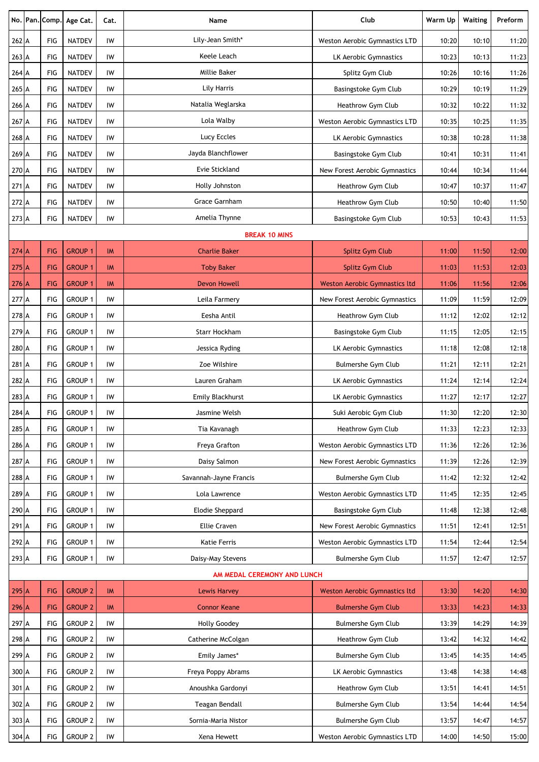| No. | Pan. | Comp. | Age Cat. | Cat. | Name | Club | Warm Up | Waiting | Preform |
|---|---|---|---|---|---|---|---|---|---|
| 262 | A | FIG | NATDEV | IW | Lily-Jean Smith* | Weston Aerobic Gymnastics LTD | 10:20 | 10:10 | 11:20 |
| 263 | A | FIG | NATDEV | IW | Keele Leach | LK Aerobic Gymnastics | 10:23 | 10:13 | 11:23 |
| 264 | A | FIG | NATDEV | IW | Millie Baker | Splitz Gym Club | 10:26 | 10:16 | 11:26 |
| 265 | A | FIG | NATDEV | IW | Lily Harris | Basingstoke Gym Club | 10:29 | 10:19 | 11:29 |
| 266 | A | FIG | NATDEV | IW | Natalia Weglarska | Heathrow Gym Club | 10:32 | 10:22 | 11:32 |
| 267 | A | FIG | NATDEV | IW | Lola Walby | Weston Aerobic Gymnastics LTD | 10:35 | 10:25 | 11:35 |
| 268 | A | FIG | NATDEV | IW | Lucy Eccles | LK Aerobic Gymnastics | 10:38 | 10:28 | 11:38 |
| 269 | A | FIG | NATDEV | IW | Jayda Blanchflower | Basingstoke Gym Club | 10:41 | 10:31 | 11:41 |
| 270 | A | FIG | NATDEV | IW | Evie Stickland | New Forest Aerobic Gymnastics | 10:44 | 10:34 | 11:44 |
| 271 | A | FIG | NATDEV | IW | Holly Johnston | Heathrow Gym Club | 10:47 | 10:37 | 11:47 |
| 272 | A | FIG | NATDEV | IW | Grace Garnham | Heathrow Gym Club | 10:50 | 10:40 | 11:50 |
| 273 | A | FIG | NATDEV | IW | Amelia Thynne | Basingstoke Gym Club | 10:53 | 10:43 | 11:53 |
| | | | | | BREAK 10 MINS | | | | |
| 274 | A | FIG | GROUP 1 | IM | Charlie Baker | Splitz Gym Club | 11:00 | 11:50 | 12:00 |
| 275 | A | FIG | GROUP 1 | IM | Toby Baker | Splitz Gym Club | 11:03 | 11:53 | 12:03 |
| 276 | A | FIG | GROUP 1 | IM | Devon Howell | Weston Aerobic Gymnastics ltd | 11:06 | 11:56 | 12:06 |
| 277 | A | FIG | GROUP 1 | IW | Leila Farmery | New Forest Aerobic Gymnastics | 11:09 | 11:59 | 12:09 |
| 278 | A | FIG | GROUP 1 | IW | Eesha Antil | Heathrow Gym Club | 11:12 | 12:02 | 12:12 |
| 279 | A | FIG | GROUP 1 | IW | Starr Hockham | Basingstoke Gym Club | 11:15 | 12:05 | 12:15 |
| 280 | A | FIG | GROUP 1 | IW | Jessica Ryding | LK Aerobic Gymnastics | 11:18 | 12:08 | 12:18 |
| 281 | A | FIG | GROUP 1 | IW | Zoe Wilshire | Bulmershe Gym Club | 11:21 | 12:11 | 12:21 |
| 282 | A | FIG | GROUP 1 | IW | Lauren Graham | LK Aerobic Gymnastics | 11:24 | 12:14 | 12:24 |
| 283 | A | FIG | GROUP 1 | IW | Emily Blackhurst | LK Aerobic Gymnastics | 11:27 | 12:17 | 12:27 |
| 284 | A | FIG | GROUP 1 | IW | Jasmine Welsh | Suki Aerobic Gym Club | 11:30 | 12:20 | 12:30 |
| 285 | A | FIG | GROUP 1 | IW | Tia Kavanagh | Heathrow Gym Club | 11:33 | 12:23 | 12:33 |
| 286 | A | FIG | GROUP 1 | IW | Freya Grafton | Weston Aerobic Gymnastics LTD | 11:36 | 12:26 | 12:36 |
| 287 | A | FIG | GROUP 1 | IW | Daisy Salmon | New Forest Aerobic Gymnastics | 11:39 | 12:26 | 12:39 |
| 288 | A | FIG | GROUP 1 | IW | Savannah-Jayne Francis | Bulmershe Gym Club | 11:42 | 12:32 | 12:42 |
| 289 | A | FIG | GROUP 1 | IW | Lola Lawrence | Weston Aerobic Gymnastics LTD | 11:45 | 12:35 | 12:45 |
| 290 | A | FIG | GROUP 1 | IW | Elodie Sheppard | Basingstoke Gym Club | 11:48 | 12:38 | 12:48 |
| 291 | A | FIG | GROUP 1 | IW | Ellie Craven | New Forest Aerobic Gymnastics | 11:51 | 12:41 | 12:51 |
| 292 | A | FIG | GROUP 1 | IW | Katie Ferris | Weston Aerobic Gymnastics LTD | 11:54 | 12:44 | 12:54 |
| 293 | A | FIG | GROUP 1 | IW | Daisy-May Stevens | Bulmershe Gym Club | 11:57 | 12:47 | 12:57 |
| | | | | | AM MEDAL CEREMONY AND LUNCH | | | | |
| 295 | A | FIG | GROUP 2 | IM | Lewis Harvey | Weston Aerobic Gymnastics ltd | 13:30 | 14:20 | 14:30 |
| 296 | A | FIG | GROUP 2 | IM | Connor Keane | Bulmershe Gym Club | 13:33 | 14:23 | 14:33 |
| 297 | A | FIG | GROUP 2 | IW | Holly Goodey | Bulmershe Gym Club | 13:39 | 14:29 | 14:39 |
| 298 | A | FIG | GROUP 2 | IW | Catherine McColgan | Heathrow Gym Club | 13:42 | 14:32 | 14:42 |
| 299 | A | FIG | GROUP 2 | IW | Emily James* | Bulmershe Gym Club | 13:45 | 14:35 | 14:45 |
| 300 | A | FIG | GROUP 2 | IW | Freya Poppy Abrams | LK Aerobic Gymnastics | 13:48 | 14:38 | 14:48 |
| 301 | A | FIG | GROUP 2 | IW | Anoushka Gardonyi | Heathrow Gym Club | 13:51 | 14:41 | 14:51 |
| 302 | A | FIG | GROUP 2 | IW | Teagan Bendall | Bulmershe Gym Club | 13:54 | 14:44 | 14:54 |
| 303 | A | FIG | GROUP 2 | IW | Sornia-Maria Nistor | Bulmershe Gym Club | 13:57 | 14:47 | 14:57 |
| 304 | A | FIG | GROUP 2 | IW | Xena Hewett | Weston Aerobic Gymnastics LTD | 14:00 | 14:50 | 15:00 |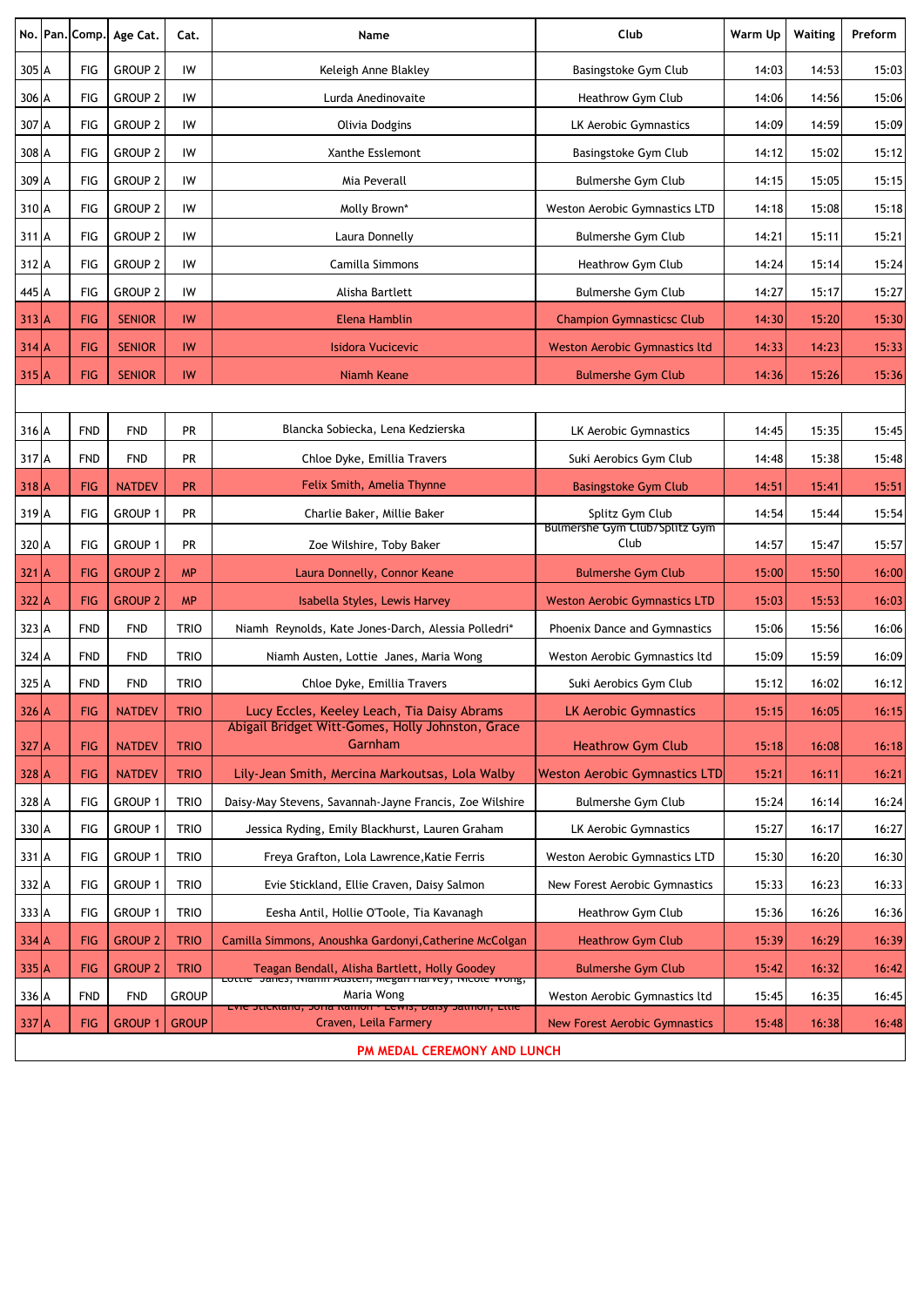| No. | Pan. | Comp. | Age Cat. | Cat. | Name | Club | Warm Up | Waiting | Preform |
|---|---|---|---|---|---|---|---|---|---|
| 305 | A | FIG | GROUP 2 | IW | Keleigh Anne Blakley | Basingstoke Gym Club | 14:03 | 14:53 | 15:03 |
| 306 | A | FIG | GROUP 2 | IW | Lurda Anedinovaite | Heathrow Gym Club | 14:06 | 14:56 | 15:06 |
| 307 | A | FIG | GROUP 2 | IW | Olivia Dodgins | LK Aerobic Gymnastics | 14:09 | 14:59 | 15:09 |
| 308 | A | FIG | GROUP 2 | IW | Xanthe Esslemont | Basingstoke Gym Club | 14:12 | 15:02 | 15:12 |
| 309 | A | FIG | GROUP 2 | IW | Mia Peverall | Bulmershe Gym Club | 14:15 | 15:05 | 15:15 |
| 310 | A | FIG | GROUP 2 | IW | Molly Brown* | Weston Aerobic Gymnastics LTD | 14:18 | 15:08 | 15:18 |
| 311 | A | FIG | GROUP 2 | IW | Laura Donnelly | Bulmershe Gym Club | 14:21 | 15:11 | 15:21 |
| 312 | A | FIG | GROUP 2 | IW | Camilla Simmons | Heathrow Gym Club | 14:24 | 15:14 | 15:24 |
| 445 | A | FIG | GROUP 2 | IW | Alisha Bartlett | Bulmershe Gym Club | 14:27 | 15:17 | 15:27 |
| 313 | A | FIG | SENIOR | IW | Elena Hamblin | Champion Gymnasticsc Club | 14:30 | 15:20 | 15:30 |
| 314 | A | FIG | SENIOR | IW | Isidora Vucicevic | Weston Aerobic Gymnastics ltd | 14:33 | 14:23 | 15:33 |
| 315 | A | FIG | SENIOR | IW | Niamh Keane | Bulmershe Gym Club | 14:36 | 15:26 | 15:36 |
| | | | | | | | | | |
| 316 | A | FND | FND | PR | Blancka Sobiecka, Lena Kedzierska | LK Aerobic Gymnastics | 14:45 | 15:35 | 15:45 |
| 317 | A | FND | FND | PR | Chloe Dyke, Emillia Travers | Suki Aerobics Gym Club | 14:48 | 15:38 | 15:48 |
| 318 | A | FIG | NATDEV | PR | Felix Smith, Amelia Thynne | Basingstoke Gym Club | 14:51 | 15:41 | 15:51 |
| 319 | A | FIG | GROUP 1 | PR | Charlie Baker, Millie Baker | Splitz Gym Club | 14:54 | 15:44 | 15:54 |
| 320 | A | FIG | GROUP 1 | PR | Zoe Wilshire, Toby Baker | Bulmershe Gym Club/Splitz Gym Club | 14:57 | 15:47 | 15:57 |
| 321 | A | FIG | GROUP 2 | MP | Laura Donnelly, Connor Keane | Bulmershe Gym Club | 15:00 | 15:50 | 16:00 |
| 322 | A | FIG | GROUP 2 | MP | Isabella Styles, Lewis Harvey | Weston Aerobic Gymnastics LTD | 15:03 | 15:53 | 16:03 |
| 323 | A | FND | FND | TRIO | Niamh Reynolds, Kate Jones-Darch, Alessia Polledri* | Phoenix Dance and Gymnastics | 15:06 | 15:56 | 16:06 |
| 324 | A | FND | FND | TRIO | Niamh Austen, Lottie Janes, Maria Wong | Weston Aerobic Gymnastics ltd | 15:09 | 15:59 | 16:09 |
| 325 | A | FND | FND | TRIO | Chloe Dyke, Emillia Travers | Suki Aerobics Gym Club | 15:12 | 16:02 | 16:12 |
| 326 | A | FIG | NATDEV | TRIO | Lucy Eccles, Keeley Leach, Tia Daisy Abrams | LK Aerobic Gymnastics | 15:15 | 16:05 | 16:15 |
| 327 | A | FIG | NATDEV | TRIO | Abigail Bridget Witt-Gomes, Holly Johnston, Grace Garnham | Heathrow Gym Club | 15:18 | 16:08 | 16:18 |
| 328 | A | FIG | NATDEV | TRIO | Lily-Jean Smith, Mercina Markoutsas, Lola Walby | Weston Aerobic Gymnastics LTD | 15:21 | 16:11 | 16:21 |
| 328 | A | FIG | GROUP 1 | TRIO | Daisy-May Stevens, Savannah-Jayne Francis, Zoe Wilshire | Bulmershe Gym Club | 15:24 | 16:14 | 16:24 |
| 330 | A | FIG | GROUP 1 | TRIO | Jessica Ryding, Emily Blackhurst, Lauren Graham | LK Aerobic Gymnastics | 15:27 | 16:17 | 16:27 |
| 331 | A | FIG | GROUP 1 | TRIO | Freya Grafton, Lola Lawrence,Katie Ferris | Weston Aerobic Gymnastics LTD | 15:30 | 16:20 | 16:30 |
| 332 | A | FIG | GROUP 1 | TRIO | Evie Stickland, Ellie Craven, Daisy Salmon | New Forest Aerobic Gymnastics | 15:33 | 16:23 | 16:33 |
| 333 | A | FIG | GROUP 1 | TRIO | Eesha Antil, Hollie O'Toole, Tia Kavanagh | Heathrow Gym Club | 15:36 | 16:26 | 16:36 |
| 334 | A | FIG | GROUP 2 | TRIO | Camilla Simmons, Anoushka Gardonyi,Catherine McColgan | Heathrow Gym Club | 15:39 | 16:29 | 16:39 |
| 335 | A | FIG | GROUP 2 | TRIO | Teagan Bendall, Alisha Bartlett, Holly Goodey | Bulmershe Gym Club | 15:42 | 16:32 | 16:42 |
| 336 | A | FND | FND | GROUP | Lottie Janes, Niamh Austen, Megan Harvey, Nicole Wong, Maria Wong | Weston Aerobic Gymnastics ltd | 15:45 | 16:35 | 16:45 |
| 337 | A | FIG | GROUP 1 | GROUP | Evie Stickland, Sofia Ramon - Lewis, Daisy Salmon, Ellie Craven, Leila Farmery | New Forest Aerobic Gymnastics | 15:48 | 16:38 | 16:48 |

PM MEDAL CEREMONY AND LUNCH